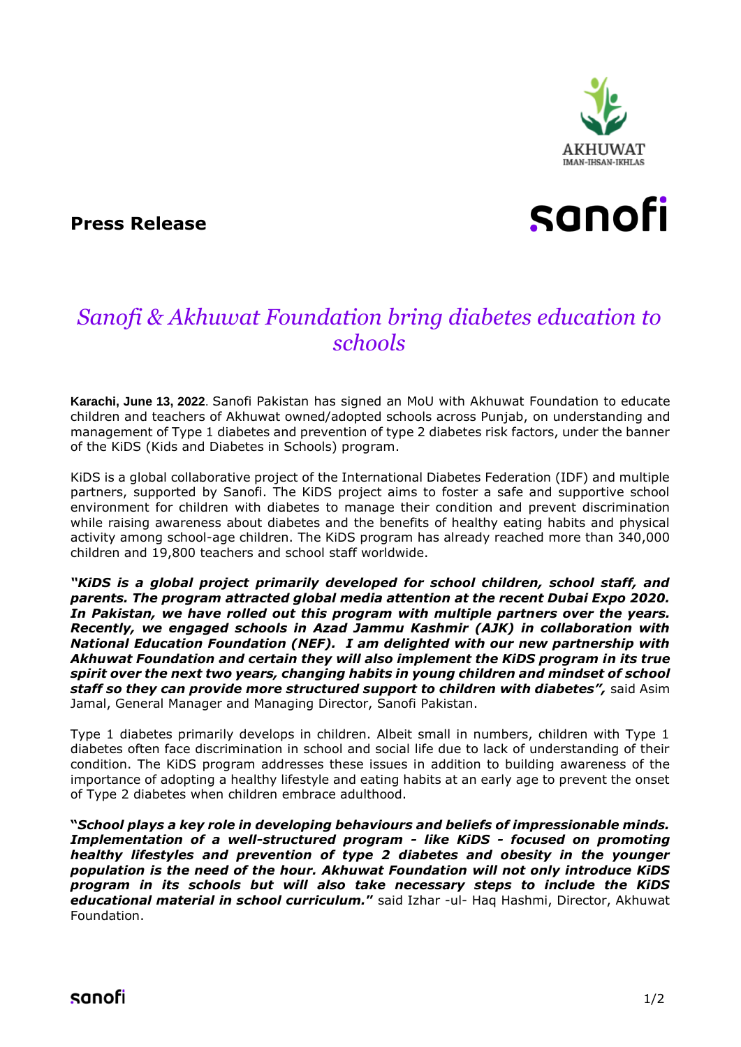**Press Release**

# *Sanofi & Akhuwat Foundation bring diabetes education to schools*

**Karachi, June 13, 2022**. Sanofi Pakistan has signed an MoU with Akhuwat Foundation to educate children and teachers of Akhuwat owned/adopted schools across Punjab, on understanding and management of Type 1 diabetes and prevention of type 2 diabetes risk factors, under the banner of the KiDS (Kids and Diabetes in Schools) program.

KiDS is a global collaborative project of the International Diabetes Federation (IDF) and multiple partners, supported by Sanofi. The KiDS project aims to foster a safe and supportive school environment for children with diabetes to manage their condition and prevent discrimination while raising awareness about diabetes and the benefits of healthy eating habits and physical activity among school-age children. The KiDS program has already reached more than 340,000 children and 19,800 teachers and school staff worldwide.

***"KiDS is a global project primarily developed for school children, school staff, and parents. The program attracted global media attention at the recent Dubai Expo 2020. In Pakistan, we have rolled out this program with multiple partners over the years. Recently, we engaged schools in Azad Jammu Kashmir (AJK) in collaboration with National Education Foundation (NEF). I am delighted with our new partnership with Akhuwat Foundation and certain they will also implement the KiDS program in its true spirit over the next two years, changing habits in young children and mindset of school staff so they can provide more structured support to children with diabetes",*** said Asim Jamal, General Manager and Managing Director, Sanofi Pakistan.

Type 1 diabetes primarily develops in children. Albeit small in numbers, children with Type 1 diabetes often face discrimination in school and social life due to lack of understanding of their condition. The KiDS program addresses these issues in addition to building awareness of the importance of adopting a healthy lifestyle and eating habits at an early age to prevent the onset of Type 2 diabetes when children embrace adulthood.

***"School plays a key role in developing behaviours and beliefs of impressionable minds. Implementation of a well-structured program - like KiDS - focused on promoting healthy lifestyles and prevention of type 2 diabetes and obesity in the younger population is the need of the hour. Akhuwat Foundation will not only introduce KiDS program in its schools but will also take necessary steps to include the KiDS educational material in school curriculum."*** said Izhar -ul- Haq Hashmi, Director, Akhuwat Foundation.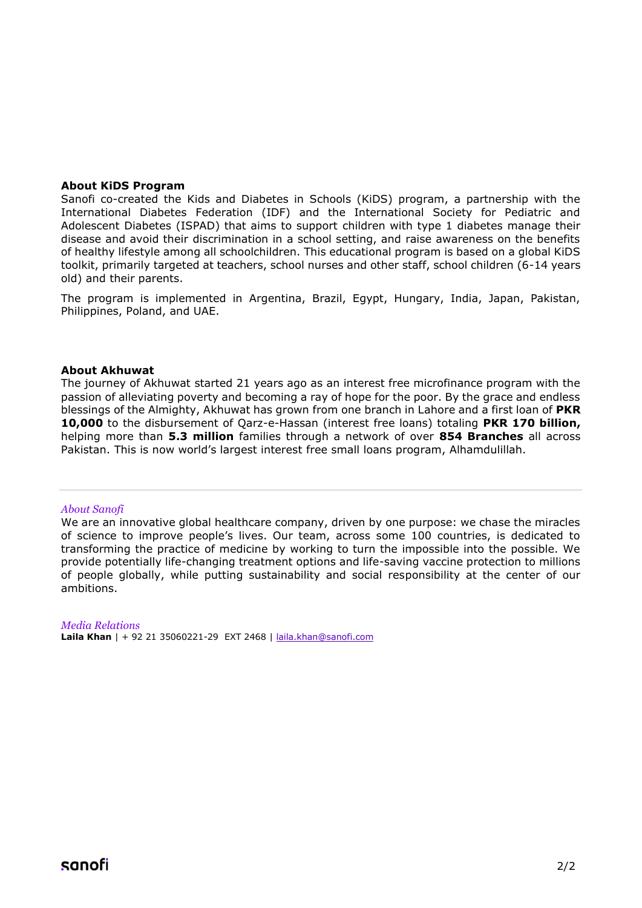**About KiDS Program**

Sanofi co-created the Kids and Diabetes in Schools (KiDS) program, a partnership with the International Diabetes Federation (IDF) and the International Society for Pediatric and Adolescent Diabetes (ISPAD) that aims to support children with type 1 diabetes manage their disease and avoid their discrimination in a school setting, and raise awareness on the benefits of healthy lifestyle among all schoolchildren. This educational program is based on a global KiDS toolkit, primarily targeted at teachers, school nurses and other staff, school children (6-14 years old) and their parents.

The program is implemented in Argentina, Brazil, Egypt, Hungary, India, Japan, Pakistan, Philippines, Poland, and UAE.

**About Akhuwat**

The journey of Akhuwat started 21 years ago as an interest free microfinance program with the passion of alleviating poverty and becoming a ray of hope for the poor. By the grace and endless blessings of the Almighty, Akhuwat has grown from one branch in Lahore and a first loan of **PKR 10,000** to the disbursement of Qarz-e-Hassan (interest free loans) totaling **PKR 170 billion,** helping more than **5.3 million** families through a network of over **854 Branches** all across Pakistan. This is now world's largest interest free small loans program, Alhamdulillah.

---

*About Sanofi*

We are an innovative global healthcare company, driven by one purpose: we chase the miracles of science to improve people's lives. Our team, across some 100 countries, is dedicated to transforming the practice of medicine by working to turn the impossible into the possible. We provide potentially life-changing treatment options and life-saving vaccine protection to millions of people globally, while putting sustainability and social responsibility at the center of our ambitions.

*Media Relations*

**Laila Khan** | + 92 21 35060221-29 EXT 2468 | laila.khan@sanofi.com